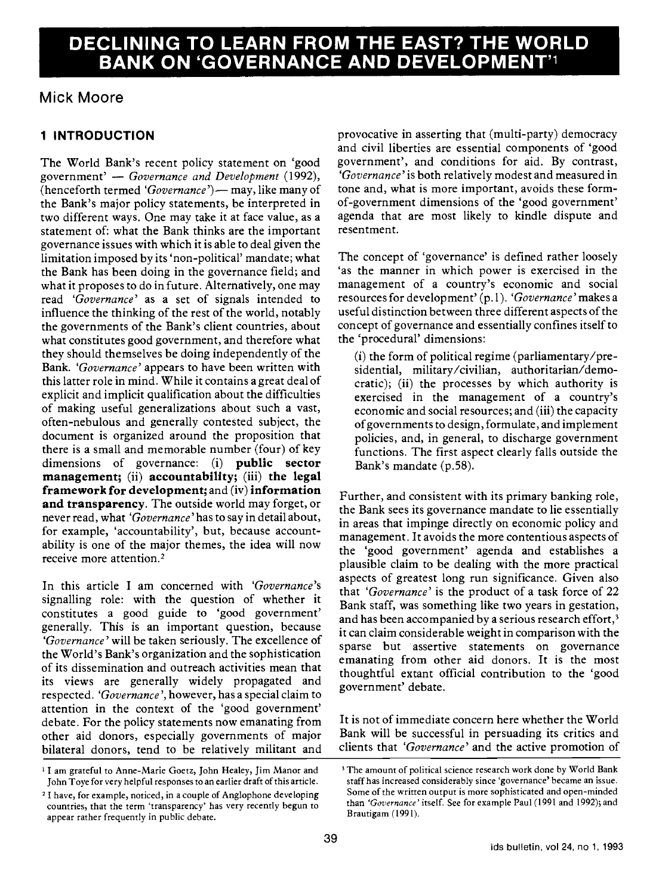# DECLINING TO LEARN FROM THE EAST? THE WORLD BANK ON 'GOVERNANCE AND DEVELOPMENT'[1]

## Mick Moore

## 1 INTRODUCTION

The World Bank's recent policy statement on 'good government' — *Governance and Development* (1992), (henceforth termed *'Governance'*) — may, like many of the Bank's major policy statements, be interpreted in two different ways. One may take it at face value, as a statement of: what the Bank thinks are the important governance issues with which it is able to deal given the limitation imposed by its 'non-political' mandate; what the Bank has been doing in the governance field; and what it proposes to do in future. Alternatively, one may read *'Governance'* as a set of signals intended to influence the thinking of the rest of the world, notably the governments of the Bank's client countries, about what constitutes good government, and therefore what they should themselves be doing independently of the Bank. *'Governance'* appears to have been written with this latter role in mind. While it contains a great deal of explicit and implicit qualification about the difficulties of making useful generalizations about such a vast, often-nebulous and generally contested subject, the document is organized around the proposition that there is a small and memorable number (four) of key dimensions of governance: (i) **public sector management;** (ii) **accountability;** (iii) **the legal framework for development;** and (iv) **information and transparency**. The outside world may forget, or never read, what *'Governance'* has to say in detail about, for example, 'accountability', but, because accountability is one of the major themes, the idea will now receive more attention.[2]

In this article I am concerned with *'Governance'*'s signalling role: with the question of whether it constitutes a good guide to 'good government' generally. This is an important question, because *'Governance'* will be taken seriously. The excellence of the World's Bank's organization and the sophistication of its dissemination and outreach activities mean that its views are generally widely propagated and respected. *'Governance'*, however, has a special claim to attention in the context of the 'good government' debate. For the policy statements now emanating from other aid donors, especially governments of major bilateral donors, tend to be relatively militant and provocative in asserting that (multi-party) democracy and civil liberties are essential components of 'good government', and conditions for aid. By contrast, *'Governance'* is both relatively modest and measured in tone and, what is more important, avoids these form-of-government dimensions of the 'good government' agenda that are most likely to kindle dispute and resentment.

The concept of 'governance' is defined rather loosely 'as the manner in which power is exercised in the management of a country's economic and social resources for development' (p.1). *'Governance'* makes a useful distinction between three different aspects of the concept of governance and essentially confines itself to the 'procedural' dimensions:

> (i) the form of political regime (parliamentary/presidential, military/civilian, authoritarian/democratic); (ii) the processes by which authority is exercised in the management of a country's economic and social resources; and (iii) the capacity of governments to design, formulate, and implement policies, and, in general, to discharge government functions. The first aspect clearly falls outside the Bank's mandate (p.58).

Further, and consistent with its primary banking role, the Bank sees its governance mandate to lie essentially in areas that impinge directly on economic policy and management. It avoids the more contentious aspects of the 'good government' agenda and establishes a plausible claim to be dealing with the more practical aspects of greatest long run significance. Given also that *'Governance'* is the product of a task force of 22 Bank staff, was something like two years in gestation, and has been accompanied by a serious research effort,[3] it can claim considerable weight in comparison with the sparse but assertive statements on governance emanating from other aid donors. It is the most thoughtful extant official contribution to the 'good government' debate.

It is not of immediate concern here whether the World Bank will be successful in persuading its critics and clients that *'Governance'* and the active promotion of

---

[1] I am grateful to Anne-Marie Goetz, John Healey, Jim Manor and John Toye for very helpful responses to an earlier draft of this article.

[2] I have, for example, noticed, in a couple of Anglophone developing countries, that the term 'transparency' has very recently begun to appear rather frequently in public debate.

[3] The amount of political science research work done by World Bank staff has increased considerably since 'governance' became an issue. Some of the written output is more sophisticated and open-minded than *'Governance'* itself. See for example Paul (1991 and 1992); and Brautigam (1991).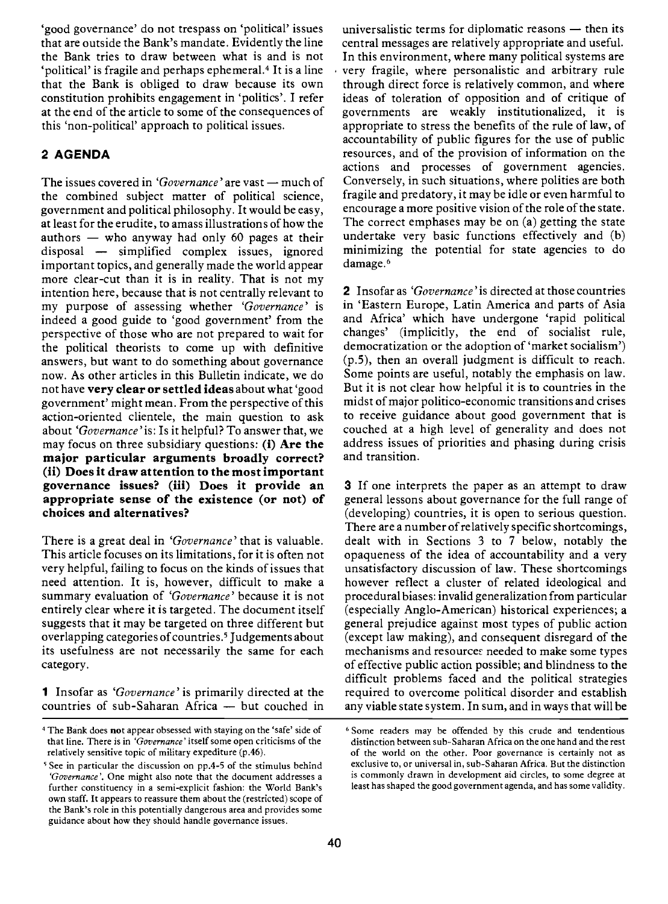'good governance' do not trespass on 'political' issues that are outside the Bank's mandate. Evidently the line the Bank tries to draw between what is and is not 'political' is fragile and perhaps ephemeral.[4] It is a line that the Bank is obliged to draw because its own constitution prohibits engagement in 'politics'. I refer at the end of the article to some of the consequences of this 'non-political' approach to political issues.

## 2 AGENDA

The issues covered in *'Governance'* are vast — much of the combined subject matter of political science, government and political philosophy. It would be easy, at least for the erudite, to amass illustrations of how the authors — who anyway had only 60 pages at their disposal — simplified complex issues, ignored important topics, and generally made the world appear more clear-cut than it is in reality. That is not my intention here, because that is not centrally relevant to my purpose of assessing whether *'Governance'* is indeed a good guide to 'good government' from the perspective of those who are not prepared to wait for the political theorists to come up with definitive answers, but want to do something about governance now. As other articles in this Bulletin indicate, we do not have **very clear or settled ideas** about what 'good government' might mean. From the perspective of this action-oriented clientele, the main question to ask about *'Governance'* is: Is it helpful? To answer that, we may focus on three subsidiary questions: **(i) Are the major particular arguments broadly correct? (ii) Does it draw attention to the most important governance issues? (iii) Does it provide an appropriate sense of the existence (or not) of choices and alternatives?**

There is a great deal in *'Governance'* that is valuable. This article focuses on its limitations, for it is often not very helpful, failing to focus on the kinds of issues that need attention. It is, however, difficult to make a summary evaluation of *'Governance'* because it is not entirely clear where it is targeted. The document itself suggests that it may be targeted on three different but overlapping categories of countries.[5] Judgements about its usefulness are not necessarily the same for each category.

**1** Insofar as *'Governance'* is primarily directed at the countries of sub-Saharan Africa — but couched in universalistic terms for diplomatic reasons — then its central messages are relatively appropriate and useful. In this environment, where many political systems are very fragile, where personalistic and arbitrary rule through direct force is relatively common, and where ideas of toleration of opposition and of critique of governments are weakly institutionalized, it is appropriate to stress the benefits of the rule of law, of accountability of public figures for the use of public resources, and of the provision of information on the actions and processes of government agencies. Conversely, in such situations, where polities are both fragile and predatory, it may be idle or even harmful to encourage a more positive vision of the role of the state. The correct emphases may be on (a) getting the state undertake very basic functions effectively and (b) minimizing the potential for state agencies to do damage.[6]

**2** Insofar as *'Governance'* is directed at those countries in 'Eastern Europe, Latin America and parts of Asia and Africa' which have undergone 'rapid political changes' (implicitly, the end of socialist rule, democratization or the adoption of 'market socialism') (p.5), then an overall judgment is difficult to reach. Some points are useful, notably the emphasis on law. But it is not clear how helpful it is to countries in the midst of major politico-economic transitions and crises to receive guidance about good government that is couched at a high level of generality and does not address issues of priorities and phasing during crisis and transition.

**3** If one interprets the paper as an attempt to draw general lessons about governance for the full range of (developing) countries, it is open to serious question. There are a number of relatively specific shortcomings, dealt with in Sections 3 to 7 below, notably the opaqueness of the idea of accountability and a very unsatisfactory discussion of law. These shortcomings however reflect a cluster of related ideological and procedural biases: invalid generalization from particular (especially Anglo-American) historical experiences; a general prejudice against most types of public action (except law making), and consequent disregard of the mechanisms and resources needed to make some types of effective public action possible; and blindness to the difficult problems faced and the political strategies required to overcome political disorder and establish any viable state system. In sum, and in ways that will be

---

[4] The Bank does **not** appear obsessed with staying on the 'safe' side of that line. There is in *'Governance'* itself some open criticisms of the relatively sensitive topic of military expediture (p.46).

[5] See in particular the discussion on pp.4-5 of the stimulus behind *'Governance'*. One might also note that the document addresses a further constituency in a semi-explicit fashion: the World Bank's own staff. It appears to reassure them about the (restricted) scope of the Bank's role in this potentially dangerous area and provides some guidance about how they should handle governance issues.

[6] Some readers may be offended by this crude and tendentious distinction between sub-Saharan Africa on the one hand and the rest of the world on the other. Poor governance is certainly not as exclusive to, or universal in, sub-Saharan Africa. But the distinction is commonly drawn in development aid circles, to some degree at least has shaped the good government agenda, and has some validity.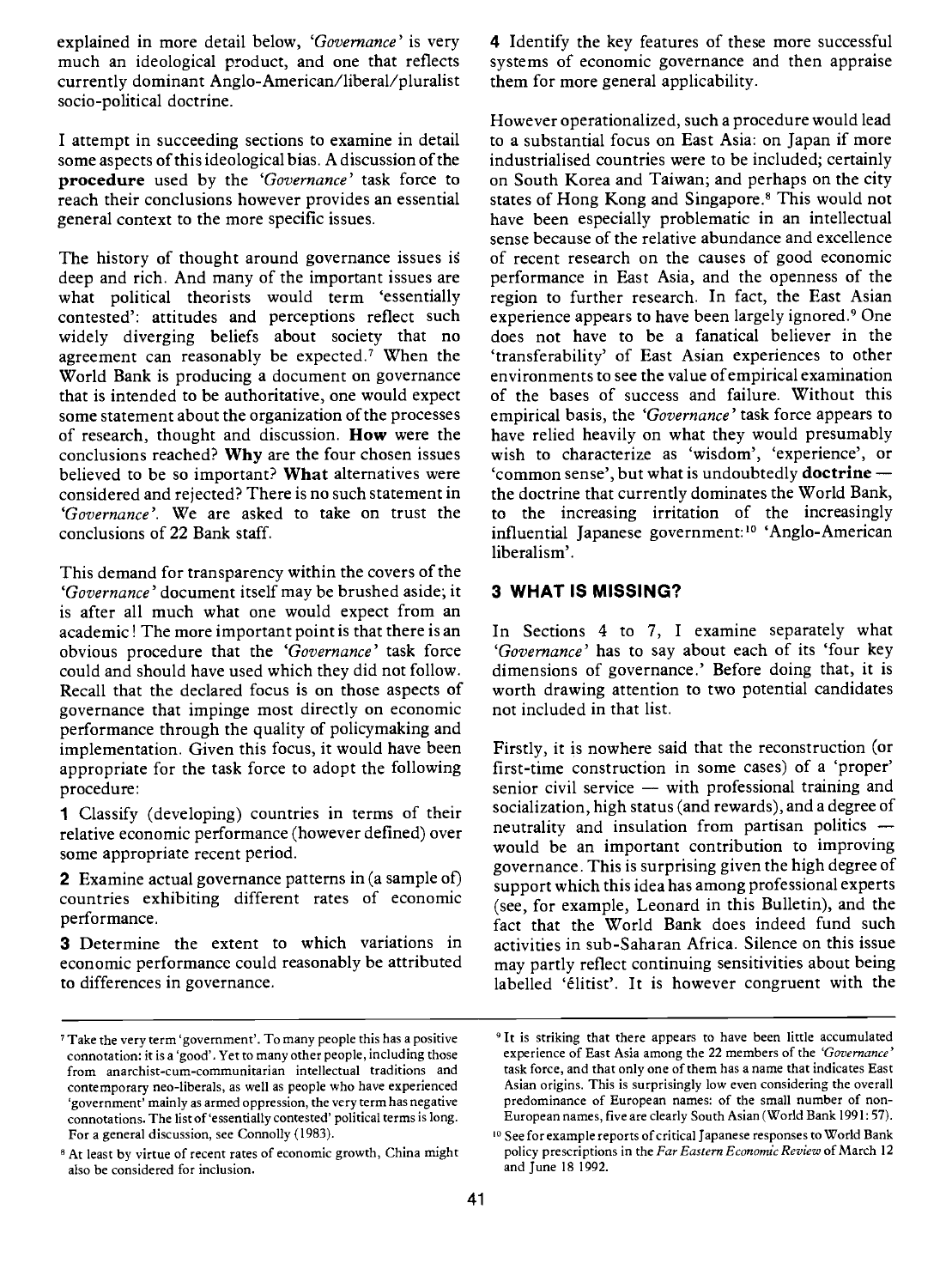explained in more detail below, *'Governance'* is very much an ideological product, and one that reflects currently dominant Anglo-American/liberal/pluralist socio-political doctrine.

I attempt in succeeding sections to examine in detail some aspects of this ideological bias. A discussion of the **procedure** used by the *'Governance'* task force to reach their conclusions however provides an essential general context to the more specific issues.

The history of thought around governance issues is deep and rich. And many of the important issues are what political theorists would term 'essentially contested': attitudes and perceptions reflect such widely diverging beliefs about society that no agreement can reasonably be expected.[7] When the World Bank is producing a document on governance that is intended to be authoritative, one would expect some statement about the organization of the processes of research, thought and discussion. **How** were the conclusions reached? **Why** are the four chosen issues believed to be so important? **What** alternatives were considered and rejected? There is no such statement in *'Governance'*. We are asked to take on trust the conclusions of 22 Bank staff.

This demand for transparency within the covers of the *'Governance'* document itself may be brushed aside; it is after all much what one would expect from an academic! The more important point is that there is an obvious procedure that the *'Governance'* task force could and should have used which they did not follow. Recall that the declared focus is on those aspects of governance that impinge most directly on economic performance through the quality of policymaking and implementation. Given this focus, it would have been appropriate for the task force to adopt the following procedure:

**1** Classify (developing) countries in terms of their relative economic performance (however defined) over some appropriate recent period.

**2** Examine actual governance patterns in (a sample of) countries exhibiting different rates of economic performance.

**3** Determine the extent to which variations in economic performance could reasonably be attributed to differences in governance.

**4** Identify the key features of these more successful systems of economic governance and then appraise them for more general applicability.

However operationalized, such a procedure would lead to a substantial focus on East Asia: on Japan if more industrialised countries were to be included; certainly on South Korea and Taiwan; and perhaps on the city states of Hong Kong and Singapore.[8] This would not have been especially problematic in an intellectual sense because of the relative abundance and excellence of recent research on the causes of good economic performance in East Asia, and the openness of the region to further research. In fact, the East Asian experience appears to have been largely ignored.[9] One does not have to be a fanatical believer in the 'transferability' of East Asian experiences to other environments to see the value of empirical examination of the bases of success and failure. Without this empirical basis, the *'Governance'* task force appears to have relied heavily on what they would presumably wish to characterize as 'wisdom', 'experience', or 'common sense', but what is undoubtedly **doctrine** — the doctrine that currently dominates the World Bank, to the increasing irritation of the increasingly influential Japanese government:[10] 'Anglo-American liberalism'.

## 3 WHAT IS MISSING?

In Sections 4 to 7, I examine separately what *'Governance'* has to say about each of its 'four key dimensions of governance.' Before doing that, it is worth drawing attention to two potential candidates not included in that list.

Firstly, it is nowhere said that the reconstruction (or first-time construction in some cases) of a 'proper' senior civil service — with professional training and socialization, high status (and rewards), and a degree of neutrality and insulation from partisan politics — would be an important contribution to improving governance. This is surprising given the high degree of support which this idea has among professional experts (see, for example, Leonard in this Bulletin), and the fact that the World Bank does indeed fund such activities in sub-Saharan Africa. Silence on this issue may partly reflect continuing sensitivities about being labelled 'élitist'. It is however congruent with the

---

[7] Take the very term 'government'. To many people this has a positive connotation: it is a 'good'. Yet to many other people, including those from anarchist-cum-communitarian intellectual traditions and contemporary neo-liberals, as well as people who have experienced 'government' mainly as armed oppression, the very term has negative connotations. The list of 'essentially contested' political terms is long. For a general discussion, see Connolly (1983).

[8] At least by virtue of recent rates of economic growth, China might also be considered for inclusion.

[9] It is striking that there appears to have been little accumulated experience of East Asia among the 22 members of the *'Governance'* task force, and that only one of them has a name that indicates East Asian origins. This is surprisingly low even considering the overall predominance of European names: of the small number of non-European names, five are clearly South Asian (World Bank 1991: 57).

[10] See for example reports of critical Japanese responses to World Bank policy prescriptions in the *Far Eastern Economic Review* of March 12 and June 18 1992.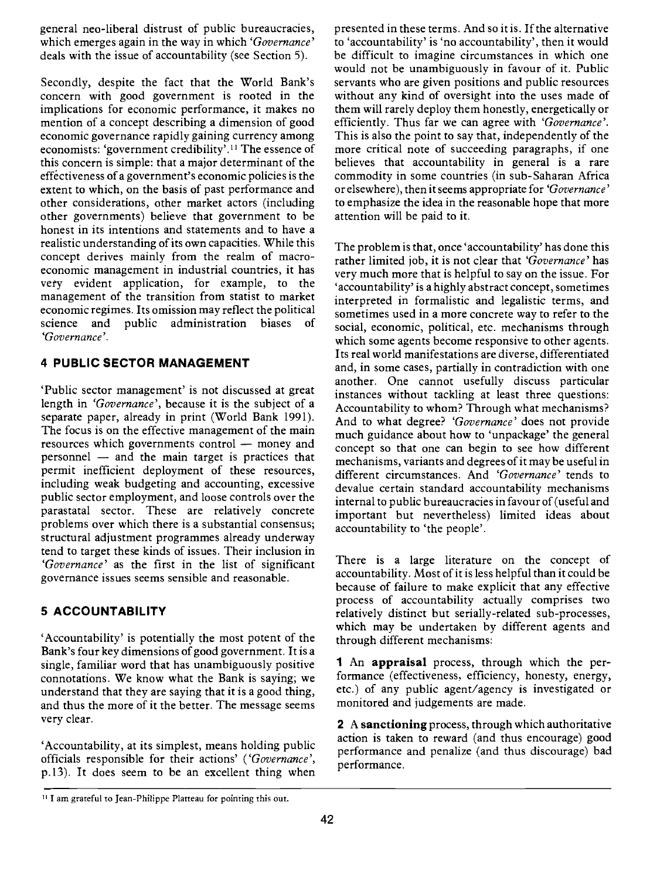general neo-liberal distrust of public bureaucracies, which emerges again in the way in which *'Governance'* deals with the issue of accountability (see Section 5).

Secondly, despite the fact that the World Bank's concern with good government is rooted in the implications for economic performance, it makes no mention of a concept describing a dimension of good economic governance rapidly gaining currency among economists: 'government credibility'.[11] The essence of this concern is simple: that a major determinant of the effectiveness of a government's economic policies is the extent to which, on the basis of past performance and other considerations, other market actors (including other governments) believe that government to be honest in its intentions and statements and to have a realistic understanding of its own capacities. While this concept derives mainly from the realm of macro-economic management in industrial countries, it has very evident application, for example, to the management of the transition from statist to market economic regimes. Its omission may reflect the political science and public administration biases of *'Governance'*.

## 4 PUBLIC SECTOR MANAGEMENT

'Public sector management' is not discussed at great length in *'Governance'*, because it is the subject of a separate paper, already in print (World Bank 1991). The focus is on the effective management of the main resources which governments control — money and personnel — and the main target is practices that permit inefficient deployment of these resources, including weak budgeting and accounting, excessive public sector employment, and loose controls over the parastatal sector. These are relatively concrete problems over which there is a substantial consensus; structural adjustment programmes already underway tend to target these kinds of issues. Their inclusion in *'Governance'* as the first in the list of significant governance issues seems sensible and reasonable.

## 5 ACCOUNTABILITY

'Accountability' is potentially the most potent of the Bank's four key dimensions of good government. It is a single, familiar word that has unambiguously positive connotations. We know what the Bank is saying; we understand that they are saying that it is a good thing, and thus the more of it the better. The message seems very clear.

'Accountability, at its simplest, means holding public officials responsible for their actions' (*'Governance'*, p.13). It does seem to be an excellent thing when presented in these terms. And so it is. If the alternative to 'accountability' is 'no accountability', then it would be difficult to imagine circumstances in which one would not be unambiguously in favour of it. Public servants who are given positions and public resources without any kind of oversight into the uses made of them will rarely deploy them honestly, energetically or efficiently. Thus far we can agree with *'Governance'*. This is also the point to say that, independently of the more critical note of succeeding paragraphs, if one believes that accountability in general is a rare commodity in some countries (in sub-Saharan Africa or elsewhere), then it seems appropriate for *'Governance'* to emphasize the idea in the reasonable hope that more attention will be paid to it.

The problem is that, once 'accountability' has done this rather limited job, it is not clear that *'Governance'* has very much more that is helpful to say on the issue. For 'accountability' is a highly abstract concept, sometimes interpreted in formalistic and legalistic terms, and sometimes used in a more concrete way to refer to the social, economic, political, etc. mechanisms through which some agents become responsive to other agents. Its real world manifestations are diverse, differentiated and, in some cases, partially in contradiction with one another. One cannot usefully discuss particular instances without tackling at least three questions: Accountability to whom? Through what mechanisms? And to what degree? *'Governance'* does not provide much guidance about how to 'unpackage' the general concept so that one can begin to see how different mechanisms, variants and degrees of it may be useful in different circumstances. And *'Governance'* tends to devalue certain standard accountability mechanisms internal to public bureaucracies in favour of (useful and important but nevertheless) limited ideas about accountability to 'the people'.

There is a large literature on the concept of accountability. Most of it is less helpful than it could be because of failure to make explicit that any effective process of accountability actually comprises two relatively distinct but serially-related sub-processes, which may be undertaken by different agents and through different mechanisms:

**1** An **appraisal** process, through which the performance (effectiveness, efficiency, honesty, energy, etc.) of any public agent/agency is investigated or monitored and judgements are made.

**2** A **sanctioning** process, through which authoritative action is taken to reward (and thus encourage) good performance and penalize (and thus discourage) bad performance.

---

[11] I am grateful to Jean-Philippe Platteau for pointing this out.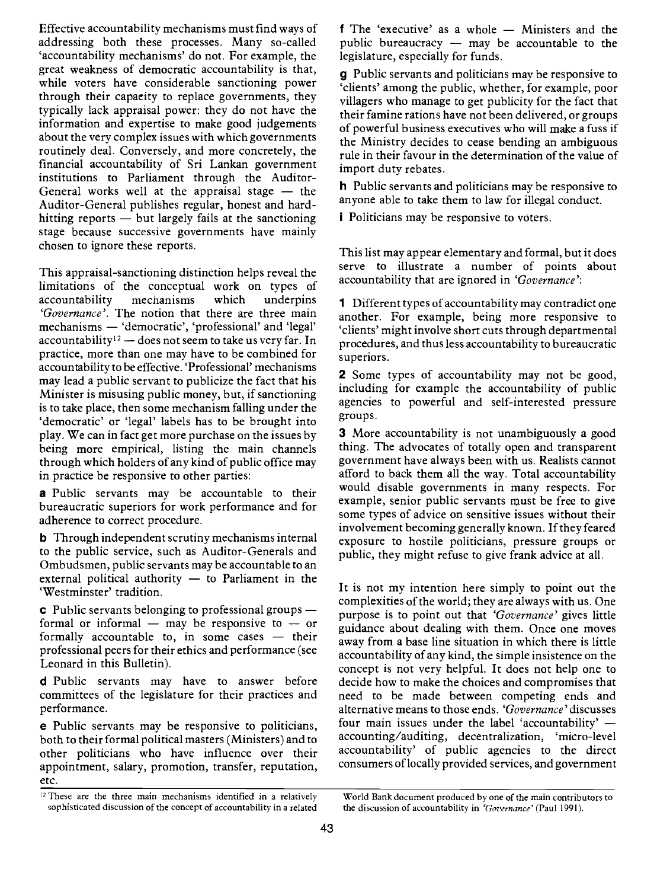Effective accountability mechanisms must find ways of addressing both these processes. Many so-called 'accountability mechanisms' do not. For example, the great weakness of democratic accountability is that, while voters have considerable sanctioning power through their capacity to replace governments, they typically lack appraisal power: they do not have the information and expertise to make good judgements about the very complex issues with which governments routinely deal. Conversely, and more concretely, the financial accountability of Sri Lankan government institutions to Parliament through the Auditor-General works well at the appraisal stage — the Auditor-General publishes regular, honest and hard-hitting reports — but largely fails at the sanctioning stage because successive governments have mainly chosen to ignore these reports.

This appraisal-sanctioning distinction helps reveal the limitations of the conceptual work on types of accountability mechanisms which underpins *'Governance'*. The notion that there are three main mechanisms — 'democratic', 'professional' and 'legal' accountability[12] — does not seem to take us very far. In practice, more than one may have to be combined for accountability to be effective. 'Professional' mechanisms may lead a public servant to publicize the fact that his Minister is misusing public money, but, if sanctioning is to take place, then some mechanism falling under the 'democratic' or 'legal' labels has to be brought into play. We can in fact get more purchase on the issues by being more empirical, listing the main channels through which holders of any kind of public office may in practice be responsive to other parties:

**a** Public servants may be accountable to their bureaucratic superiors for work performance and for adherence to correct procedure.

**b** Through independent scrutiny mechanisms internal to the public service, such as Auditor-Generals and Ombudsmen, public servants may be accountable to an external political authority — to Parliament in the 'Westminster' tradition.

**c** Public servants belonging to professional groups — formal or informal — may be responsive to — or formally accountable to, in some cases — their professional peers for their ethics and performance (see Leonard in this Bulletin).

**d** Public servants may have to answer before committees of the legislature for their practices and performance.

**e** Public servants may be responsive to politicians, both to their formal political masters (Ministers) and to other politicians who have influence over their appointment, salary, promotion, transfer, reputation, etc.

**f** The 'executive' as a whole — Ministers and the public bureaucracy — may be accountable to the legislature, especially for funds.

**g** Public servants and politicians may be responsive to 'clients' among the public, whether, for example, poor villagers who manage to get publicity for the fact that their famine rations have not been delivered, or groups of powerful business executives who will make a fuss if the Ministry decides to cease bending an ambiguous rule in their favour in the determination of the value of import duty rebates.

**h** Public servants and politicians may be responsive to anyone able to take them to law for illegal conduct.

**i** Politicians may be responsive to voters.

This list may appear elementary and formal, but it does serve to illustrate a number of points about accountability that are ignored in *'Governance'*:

**1** Different types of accountability may contradict one another. For example, being more responsive to 'clients' might involve short cuts through departmental procedures, and thus less accountability to bureaucratic superiors.

**2** Some types of accountability may not be good, including for example the accountability of public agencies to powerful and self-interested pressure groups.

**3** More accountability is not unambiguously a good thing. The advocates of totally open and transparent government have always been with us. Realists cannot afford to back them all the way. Total accountability would disable governments in many respects. For example, senior public servants must be free to give some types of advice on sensitive issues without their involvement becoming generally known. If they feared exposure to hostile politicians, pressure groups or public, they might refuse to give frank advice at all.

It is not my intention here simply to point out the complexities of the world; they are always with us. One purpose is to point out that *'Governance'* gives little guidance about dealing with them. Once one moves away from a base line situation in which there is little accountability of any kind, the simple insistence on the concept is not very helpful. It does not help one to decide how to make the choices and compromises that need to be made between competing ends and alternative means to those ends. *'Governance'* discusses four main issues under the label 'accountability' — accounting/auditing, decentralization, 'micro-level accountability' of public agencies to the direct consumers of locally provided services, and government

---

[12] These are the three main mechanisms identified in a relatively sophisticated discussion of the concept of accountability in a related World Bank document produced by one of the main contributors to the discussion of accountability in *'Governance'* (Paul 1991).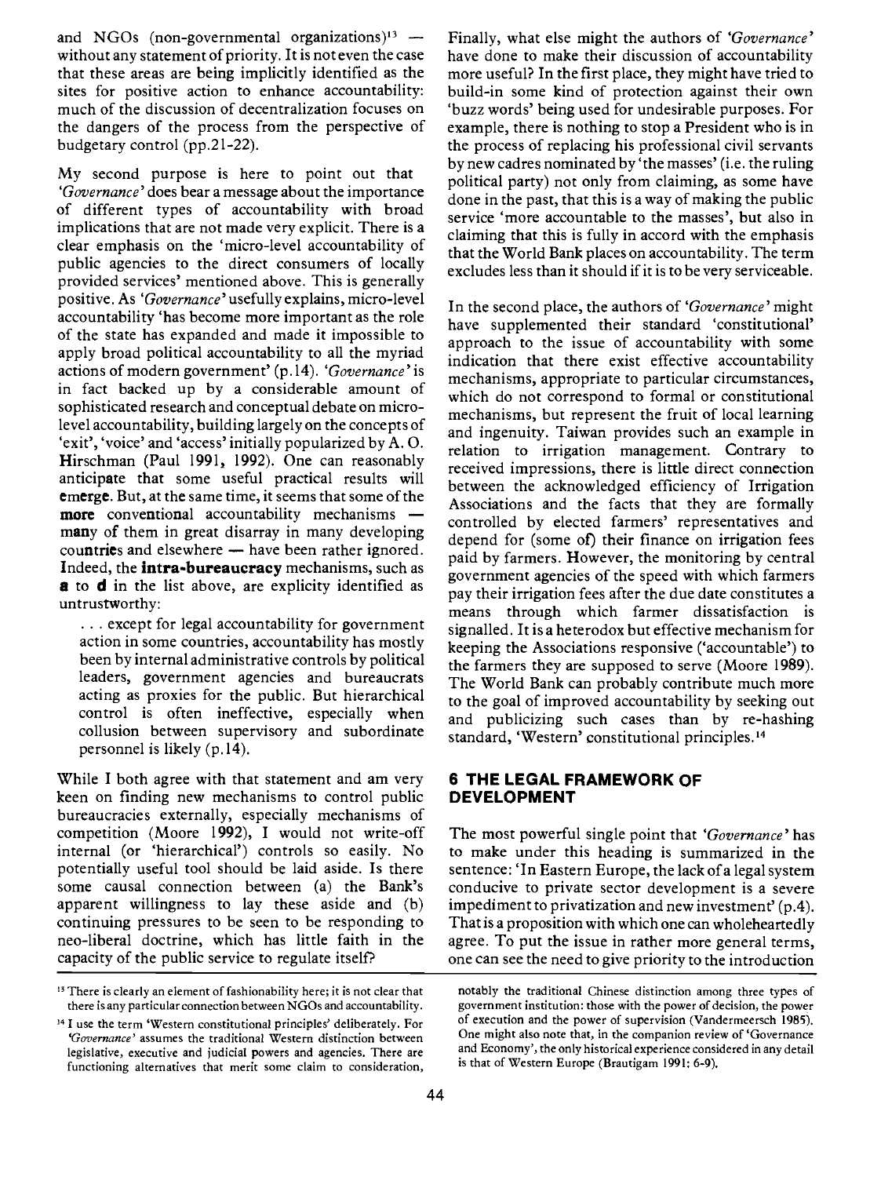and NGOs (non-governmental organizations)[13] — without any statement of priority. It is not even the case that these areas are being implicitly identified as the sites for positive action to enhance accountability: much of the discussion of decentralization focuses on the dangers of the process from the perspective of budgetary control (pp.21-22).

My second purpose is here to point out that *'Governance'* does bear a message about the importance of different types of accountability with broad implications that are not made very explicit. There is a clear emphasis on the 'micro-level accountability of public agencies to the direct consumers of locally provided services' mentioned above. This is generally positive. As *'Governance'* usefully explains, micro-level accountability 'has become more important as the role of the state has expanded and made it impossible to apply broad political accountability to all the myriad actions of modern government' (p.14). *'Governance'* is in fact backed up by a considerable amount of sophisticated research and conceptual debate on micro-level accountability, building largely on the concepts of 'exit', 'voice' and 'access' initially popularized by A. O. Hirschman (Paul 1991, 1992). One can reasonably anticipate that some useful practical results will emerge. But, at the same time, it seems that some of the more conventional accountability mechanisms — many of them in great disarray in many developing countries and elsewhere — have been rather ignored. Indeed, the intra-bureaucracy mechanisms, such as **a** to **d** in the list above, are explicity identified as untrustworthy:

> . . . except for legal accountability for government action in some countries, accountability has mostly been by internal administrative controls by political leaders, government agencies and bureaucrats acting as proxies for the public. But hierarchical control is often ineffective, especially when collusion between supervisory and subordinate personnel is likely (p.14).

While I both agree with that statement and am very keen on finding new mechanisms to control public bureaucracies externally, especially mechanisms of competition (Moore 1992), I would not write-off internal (or 'hierarchical') controls so easily. No potentially useful tool should be laid aside. Is there some causal connection between (a) the Bank's apparent willingness to lay these aside and (b) continuing pressures to be seen to be responding to neo-liberal doctrine, which has little faith in the capacity of the public service to regulate itself?

Finally, what else might the authors of *'Governance'* have done to make their discussion of accountability more useful? In the first place, they might have tried to build-in some kind of protection against their own 'buzz words' being used for undesirable purposes. For example, there is nothing to stop a President who is in the process of replacing his professional civil servants by new cadres nominated by 'the masses' (i.e. the ruling political party) not only from claiming, as some have done in the past, that this is a way of making the public service 'more accountable to the masses', but also in claiming that this is fully in accord with the emphasis that the World Bank places on accountability. The term excludes less than it should if it is to be very serviceable.

In the second place, the authors of *'Governance'* might have supplemented their standard 'constitutional' approach to the issue of accountability with some indication that there exist effective accountability mechanisms, appropriate to particular circumstances, which do not correspond to formal or constitutional mechanisms, but represent the fruit of local learning and ingenuity. Taiwan provides such an example in relation to irrigation management. Contrary to received impressions, there is little direct connection between the acknowledged efficiency of Irrigation Associations and the facts that they are formally controlled by elected farmers' representatives and depend for (some of) their finance on irrigation fees paid by farmers. However, the monitoring by central government agencies of the speed with which farmers pay their irrigation fees after the due date constitutes a means through which farmer dissatisfaction is signalled. It is a heterodox but effective mechanism for keeping the Associations responsive ('accountable') to the farmers they are supposed to serve (Moore 1989). The World Bank can probably contribute much more to the goal of improved accountability by seeking out and publicizing such cases than by re-hashing standard, 'Western' constitutional principles.[14]

## 6 THE LEGAL FRAMEWORK OF DEVELOPMENT

The most powerful single point that *'Governance'* has to make under this heading is summarized in the sentence: 'In Eastern Europe, the lack of a legal system conducive to private sector development is a severe impediment to privatization and new investment' (p.4). That is a proposition with which one can wholeheartedly agree. To put the issue in rather more general terms, one can see the need to give priority to the introduction

[13] There is clearly an element of fashionability here; it is not clear that there is any particular connection between NGOs and accountability.

[14] I use the term 'Western constitutional principles' deliberately. For *'Governance'* assumes the traditional Western distinction between legislative, executive and judicial powers and agencies. There are functioning alternatives that merit some claim to consideration, notably the traditional Chinese distinction among three types of government institution: those with the power of decision, the power of execution and the power of supervision (Vandermeersch 1985). One might also note that, in the companion review of 'Governance and Economy', the only historical experience considered in any detail is that of Western Europe (Brautigam 1991: 6-9).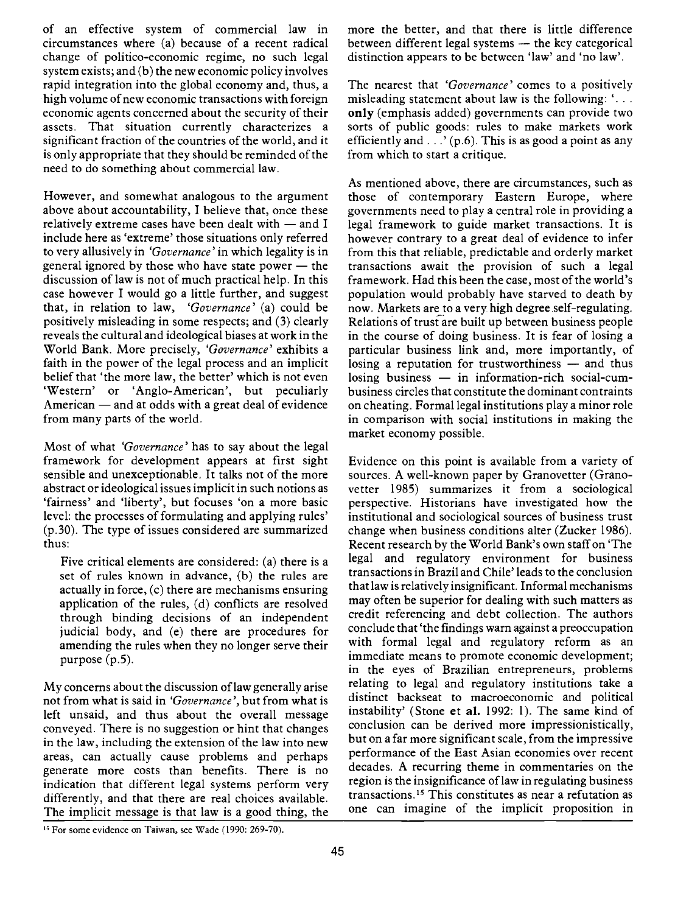of an effective system of commercial law in circumstances where (a) because of a recent radical change of politico-economic regime, no such legal system exists; and (b) the new economic policy involves rapid integration into the global economy and, thus, a high volume of new economic transactions with foreign economic agents concerned about the security of their assets. That situation currently characterizes a significant fraction of the countries of the world, and it is only appropriate that they should be reminded of the need to do something about commercial law.

However, and somewhat analogous to the argument above about accountability, I believe that, once these relatively extreme cases have been dealt with — and I include here as 'extreme' those situations only referred to very allusively in *'Governance'* in which legality is in general ignored by those who have state power — the discussion of law is not of much practical help. In this case however I would go a little further, and suggest that, in relation to law, *'Governance'* (a) could be positively misleading in some respects; and (3) clearly reveals the cultural and ideological biases at work in the World Bank. More precisely, *'Governance'* exhibits a faith in the power of the legal process and an implicit belief that 'the more law, the better' which is not even 'Western' or 'Anglo-American', but peculiarly American — and at odds with a great deal of evidence from many parts of the world.

Most of what *'Governance'* has to say about the legal framework for development appears at first sight sensible and unexceptionable. It talks not of the more abstract or ideological issues implicit in such notions as 'fairness' and 'liberty', but focuses 'on a more basic level: the processes of formulating and applying rules' (p.30). The type of issues considered are summarized thus:

> Five critical elements are considered: (a) there is a set of rules known in advance, (b) the rules are actually in force, (c) there are mechanisms ensuring application of the rules, (d) conflicts are resolved through binding decisions of an independent judicial body, and (e) there are procedures for amending the rules when they no longer serve their purpose (p.5).

My concerns about the discussion of law generally arise not from what is said in *'Governance'*, but from what is left unsaid, and thus about the overall message conveyed. There is no suggestion or hint that changes in the law, including the extension of the law into new areas, can actually cause problems and perhaps generate more costs than benefits. There is no indication that different legal systems perform very differently, and that there are real choices available. The implicit message is that law is a good thing, the more the better, and that there is little difference between different legal systems — the key categorical distinction appears to be between 'law' and 'no law'.

The nearest that *'Governance'* comes to a positively misleading statement about law is the following: '. . . **only** (emphasis added) governments can provide two sorts of public goods: rules to make markets work efficiently and . . .' (p.6). This is as good a point as any from which to start a critique.

As mentioned above, there are circumstances, such as those of contemporary Eastern Europe, where governments need to play a central role in providing a legal framework to guide market transactions. It is however contrary to a great deal of evidence to infer from this that reliable, predictable and orderly market transactions await the provision of such a legal framework. Had this been the case, most of the world's population would probably have starved to death by now. Markets are to a very high degree self-regulating. Relations of trust are built up between business people in the course of doing business. It is fear of losing a particular business link and, more importantly, of losing a reputation for trustworthiness — and thus losing business — in information-rich social-cum-business circles that constitute the dominant contraints on cheating. Formal legal institutions play a minor role in comparison with social institutions in making the market economy possible.

Evidence on this point is available from a variety of sources. A well-known paper by Granovetter (Granovetter 1985) summarizes it from a sociological perspective. Historians have investigated how the institutional and sociological sources of business trust change when business conditions alter (Zucker 1986). Recent research by the World Bank's own staff on 'The legal and regulatory environment for business transactions in Brazil and Chile' leads to the conclusion that law is relatively insignificant. Informal mechanisms may often be superior for dealing with such matters as credit referencing and debt collection. The authors conclude that 'the findings warn against a preoccupation with formal legal and regulatory reform as an immediate means to promote economic development; in the eyes of Brazilian entrepreneurs, problems relating to legal and regulatory institutions take a distinct backseat to macroeconomic and political instability' (Stone **et al.** 1992: 1). The same kind of conclusion can be derived more impressionistically, but on a far more significant scale, from the impressive performance of the East Asian economies over recent decades. A recurring theme in commentaries on the region is the insignificance of law in regulating business transactions.[15] This constitutes as near a refutation as one can imagine of the implicit proposition in

[15] For some evidence on Taiwan, see Wade (1990: 269-70).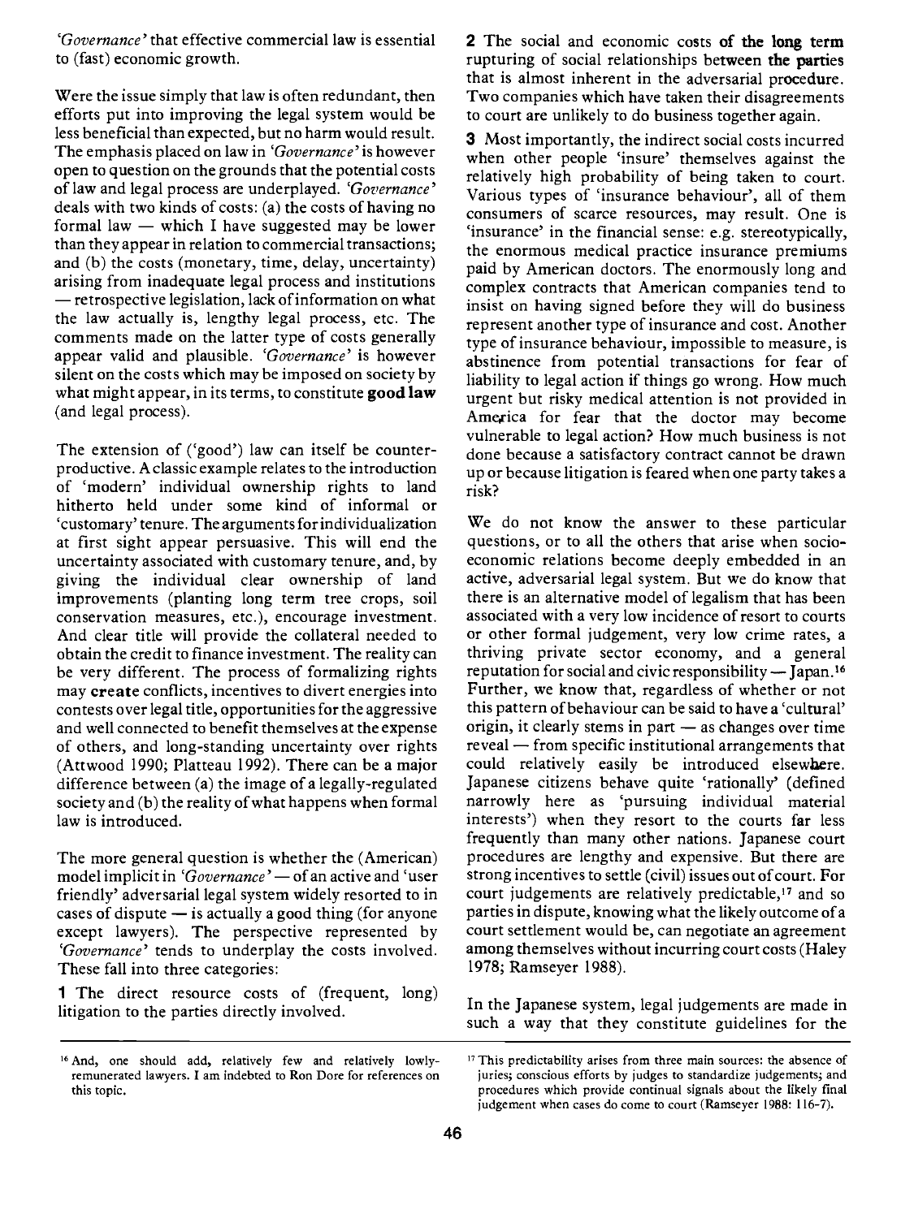*'Governance'* that effective commercial law is essential to (fast) economic growth.

Were the issue simply that law is often redundant, then efforts put into improving the legal system would be less beneficial than expected, but no harm would result. The emphasis placed on law in *'Governance'* is however open to question on the grounds that the potential costs of law and legal process are underplayed. *'Governance'* deals with two kinds of costs: (a) the costs of having no formal law — which I have suggested may be lower than they appear in relation to commercial transactions; and (b) the costs (monetary, time, delay, uncertainty) arising from inadequate legal process and institutions — retrospective legislation, lack of information on what the law actually is, lengthy legal process, etc. The comments made on the latter type of costs generally appear valid and plausible. *'Governance'* is however silent on the costs which may be imposed on society by what might appear, in its terms, to constitute **good law** (and legal process).

The extension of ('good') law can itself be counterproductive. A classic example relates to the introduction of 'modern' individual ownership rights to land hitherto held under some kind of informal or 'customary' tenure. The arguments for individualization at first sight appear persuasive. This will end the uncertainty associated with customary tenure, and, by giving the individual clear ownership of land improvements (planting long term tree crops, soil conservation measures, etc.), encourage investment. And clear title will provide the collateral needed to obtain the credit to finance investment. The reality can be very different. The process of formalizing rights may **create** conflicts, incentives to divert energies into contests over legal title, opportunities for the aggressive and well connected to benefit themselves at the expense of others, and long-standing uncertainty over rights (Attwood 1990; Platteau 1992). There can be a major difference between (a) the image of a legally-regulated society and (b) the reality of what happens when formal law is introduced.

The more general question is whether the (American) model implicit in *'Governance'* — of an active and 'user friendly' adversarial legal system widely resorted to in cases of dispute — is actually a good thing (for anyone except lawyers). The perspective represented by *'Governance'* tends to underplay the costs involved. These fall into three categories:

**1** The direct resource costs of (frequent, long) litigation to the parties directly involved.

**2** The social and economic costs **of the long term** rupturing of social relationships between **the parties** that is almost inherent in the adversarial procedure. Two companies which have taken their disagreements to court are unlikely to do business together again.

**3** Most importantly, the indirect social costs incurred when other people 'insure' themselves against the relatively high probability of being taken to court. Various types of 'insurance behaviour', all of them consumers of scarce resources, may result. One is 'insurance' in the financial sense: e.g. stereotypically, the enormous medical practice insurance premiums paid by American doctors. The enormously long and complex contracts that American companies tend to insist on having signed before they will do business represent another type of insurance and cost. Another type of insurance behaviour, impossible to measure, is abstinence from potential transactions for fear of liability to legal action if things go wrong. How much urgent but risky medical attention is not provided in America for fear that the doctor may become vulnerable to legal action? How much business is not done because a satisfactory contract cannot be drawn up or because litigation is feared when one party takes a risk?

We do not know the answer to these particular questions, or to all the others that arise when socio-economic relations become deeply embedded in an active, adversarial legal system. But we do know that there is an alternative model of legalism that has been associated with a very low incidence of resort to courts or other formal judgement, very low crime rates, a thriving private sector economy, and a general reputation for social and civic responsibility — Japan.[16] Further, we know that, regardless of whether or not this pattern of behaviour can be said to have a 'cultural' origin, it clearly stems in part — as changes over time reveal — from specific institutional arrangements that could relatively easily be introduced elsewhere. Japanese citizens behave quite 'rationally' (defined narrowly here as 'pursuing individual material interests') when they resort to the courts far less frequently than many other nations. Japanese court procedures are lengthy and expensive. But there are strong incentives to settle (civil) issues out of court. For court judgements are relatively predictable,[17] and so parties in dispute, knowing what the likely outcome of a court settlement would be, can negotiate an agreement among themselves without incurring court costs (Haley 1978; Ramseyer 1988).

In the Japanese system, legal judgements are made in such a way that they constitute guidelines for the

---

[16] And, one should add, relatively few and relatively lowly-remunerated lawyers. I am indebted to Ron Dore for references on this topic.

[17] This predictability arises from three main sources: the absence of juries; conscious efforts by judges to standardize judgements; and procedures which provide continual signals about the likely final judgement when cases do come to court (Ramseyer 1988: 116-7).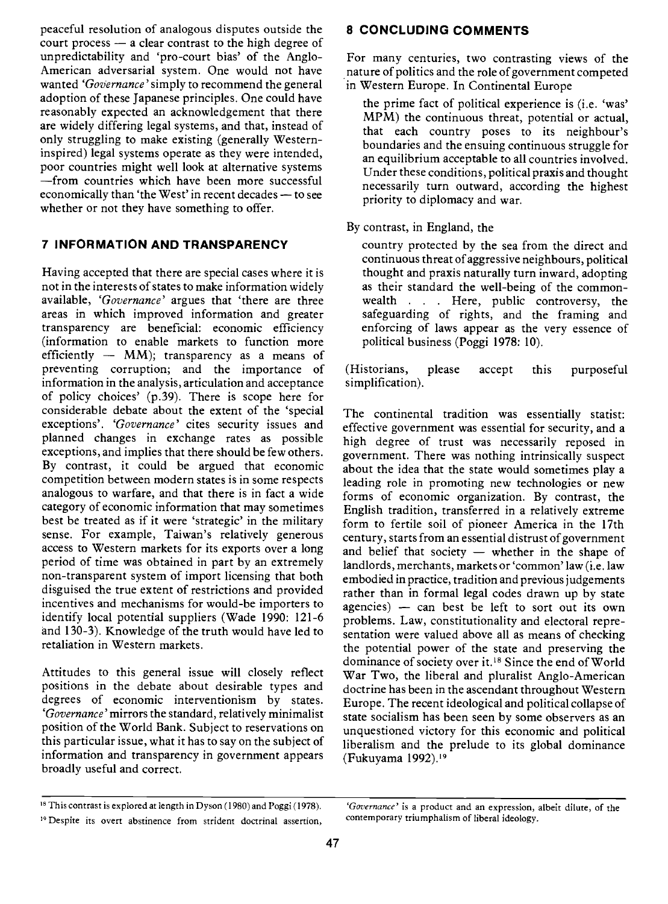peaceful resolution of analogous disputes outside the court process — a clear contrast to the high degree of unpredictability and 'pro-court bias' of the Anglo-American adversarial system. One would not have wanted *'Governance'* simply to recommend the general adoption of these Japanese principles. One could have reasonably expected an acknowledgement that there are widely differing legal systems, and that, instead of only struggling to make existing (generally Western-inspired) legal systems operate as they were intended, poor countries might well look at alternative systems —from countries which have been more successful economically than 'the West' in recent decades — to see whether or not they have something to offer.

## 7 INFORMATION AND TRANSPARENCY

Having accepted that there are special cases where it is not in the interests of states to make information widely available, *'Governance'* argues that 'there are three areas in which improved information and greater transparency are beneficial: economic efficiency (information to enable markets to function more efficiently — MM); transparency as a means of preventing corruption; and the importance of information in the analysis, articulation and acceptance of policy choices' (p.39). There is scope here for considerable debate about the extent of the 'special exceptions'. *'Governance'* cites security issues and planned changes in exchange rates as possible exceptions, and implies that there should be few others. By contrast, it could be argued that economic competition between modern states is in some respects analogous to warfare, and that there is in fact a wide category of economic information that may sometimes best be treated as if it were 'strategic' in the military sense. For example, Taiwan's relatively generous access to Western markets for its exports over a long period of time was obtained in part by an extremely non-transparent system of import licensing that both disguised the true extent of restrictions and provided incentives and mechanisms for would-be importers to identify local potential suppliers (Wade 1990: 121-6 and 130-3). Knowledge of the truth would have led to retaliation in Western markets.

Attitudes to this general issue will closely reflect positions in the debate about desirable types and degrees of economic interventionism by states. *'Governance'* mirrors the standard, relatively minimalist position of the World Bank. Subject to reservations on this particular issue, what it has to say on the subject of information and transparency in government appears broadly useful and correct.

## 8 CONCLUDING COMMENTS

For many centuries, two contrasting views of the nature of politics and the role of government competed in Western Europe. In Continental Europe

> the prime fact of political experience is (i.e. 'was' MPM) the continuous threat, potential or actual, that each country poses to its neighbour's boundaries and the ensuing continuous struggle for an equilibrium acceptable to all countries involved. Under these conditions, political praxis and thought necessarily turn outward, according the highest priority to diplomacy and war.

By contrast, in England, the

> country protected by the sea from the direct and continuous threat of aggressive neighbours, political thought and praxis naturally turn inward, adopting as their standard the well-being of the commonwealth . . . Here, public controversy, the safeguarding of rights, and the framing and enforcing of laws appear as the very essence of political business (Poggi 1978: 10).

(Historians, please accept this purposeful simplification).

The continental tradition was essentially statist: effective government was essential for security, and a high degree of trust was necessarily reposed in government. There was nothing intrinsically suspect about the idea that the state would sometimes play a leading role in promoting new technologies or new forms of economic organization. By contrast, the English tradition, transferred in a relatively extreme form to fertile soil of pioneer America in the 17th century, starts from an essential distrust of government and belief that society — whether in the shape of landlords, merchants, markets or 'common' law (i.e. law embodied in practice, tradition and previous judgements rather than in formal legal codes drawn up by state agencies) — can best be left to sort out its own problems. Law, constitutionality and electoral representation were valued above all as means of checking the potential power of the state and preserving the dominance of society over it.[18] Since the end of World War Two, the liberal and pluralist Anglo-American doctrine has been in the ascendant throughout Western Europe. The recent ideological and political collapse of state socialism has been seen by some observers as an unquestioned victory for this economic and political liberalism and the prelude to its global dominance (Fukuyama 1992).[19]

---

[18] This contrast is explored at length in Dyson (1980) and Poggi (1978).

[19] Despite its overt abstinence from strident doctrinal assertion, *'Governance'* is a product and an expression, albeit dilute, of the contemporary triumphalism of liberal ideology.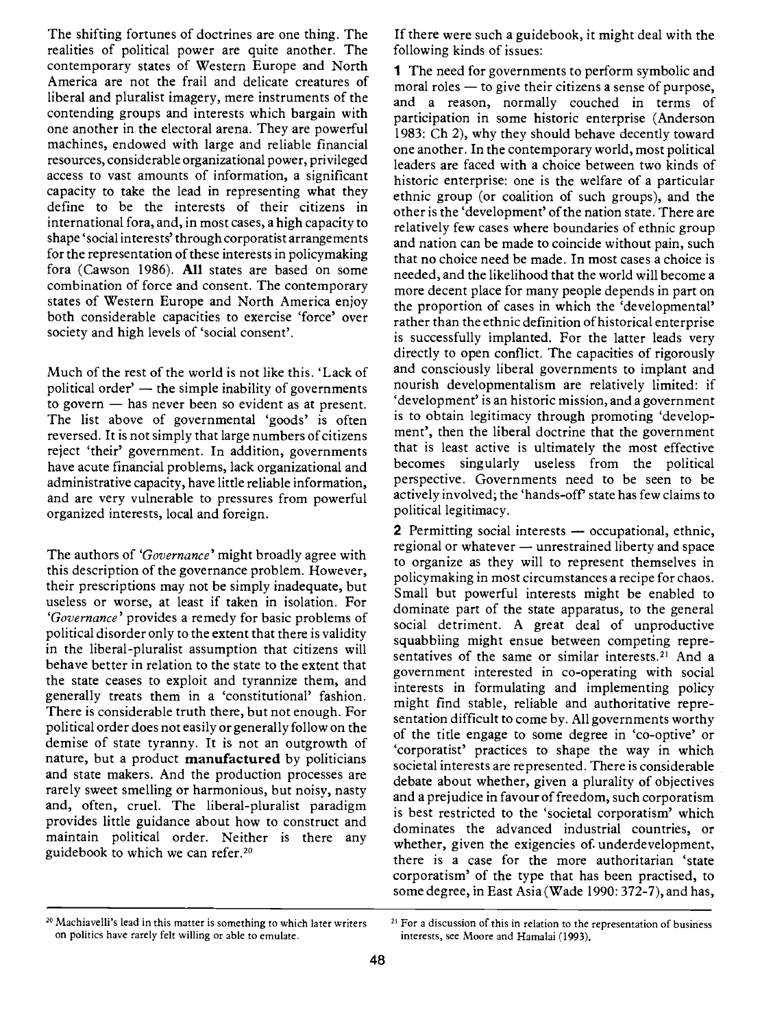The shifting fortunes of doctrines are one thing. The realities of political power are quite another. The contemporary states of Western Europe and North America are not the frail and delicate creatures of liberal and pluralist imagery, mere instruments of the contending groups and interests which bargain with one another in the electoral arena. They are powerful machines, endowed with large and reliable financial resources, considerable organizational power, privileged access to vast amounts of information, a significant capacity to take the lead in representing what they define to be the interests of their citizens in international fora, and, in most cases, a high capacity to shape 'social interests' through corporatist arrangements for the representation of these interests in policymaking fora (Cawson 1986). **All** states are based on some combination of force and consent. The contemporary states of Western Europe and North America enjoy both considerable capacities to exercise 'force' over society and high levels of 'social consent'.

Much of the rest of the world is not like this. 'Lack of political order' — the simple inability of governments to govern — has never been so evident as at present. The list above of governmental 'goods' is often reversed. It is not simply that large numbers of citizens reject 'their' government. In addition, governments have acute financial problems, lack organizational and administrative capacity, have little reliable information, and are very vulnerable to pressures from powerful organized interests, local and foreign.

The authors of *'Governance'* might broadly agree with this description of the governance problem. However, their prescriptions may not be simply inadequate, but useless or worse, at least if taken in isolation. For *'Governance'* provides a remedy for basic problems of political disorder only to the extent that there is validity in the liberal-pluralist assumption that citizens will behave better in relation to the state to the extent that the state ceases to exploit and tyrannize them, and generally treats them in a 'constitutional' fashion. There is considerable truth there, but not enough. For political order does not easily or generally follow on the demise of state tyranny. It is not an outgrowth of nature, but a product **manufactured** by politicians and state makers. And the production processes are rarely sweet smelling or harmonious, but noisy, nasty and, often, cruel. The liberal-pluralist paradigm provides little guidance about how to construct and maintain political order. Neither is there any guidebook to which we can refer.[20]

If there were such a guidebook, it might deal with the following kinds of issues:

**1** The need for governments to perform symbolic and moral roles — to give their citizens a sense of purpose, and a reason, normally couched in terms of participation in some historic enterprise (Anderson 1983: Ch 2), why they should behave decently toward one another. In the contemporary world, most political leaders are faced with a choice between two kinds of historic enterprise: one is the welfare of a particular ethnic group (or coalition of such groups), and the other is the 'development' of the nation state. There are relatively few cases where boundaries of ethnic group and nation can be made to coincide without pain, such that no choice need be made. In most cases a choice is needed, and the likelihood that the world will become a more decent place for many people depends in part on the proportion of cases in which the 'developmental' rather than the ethnic definition of historical enterprise is successfully implanted. For the latter leads very directly to open conflict. The capacities of rigorously and consciously liberal governments to implant and nourish developmentalism are relatively limited: if 'development' is an historic mission, and a government is to obtain legitimacy through promoting 'development', then the liberal doctrine that the government that is least active is ultimately the most effective becomes singularly useless from the political perspective. Governments need to be seen to be actively involved; the 'hands-off' state has few claims to political legitimacy.

**2** Permitting social interests — occupational, ethnic, regional or whatever — unrestrained liberty and space to organize as they will to represent themselves in policymaking in most circumstances a recipe for chaos. Small but powerful interests might be enabled to dominate part of the state apparatus, to the general social detriment. A great deal of unproductive squabbling might ensue between competing representatives of the same or similar interests.[21] And a government interested in co-operating with social interests in formulating and implementing policy might find stable, reliable and authoritative representation difficult to come by. All governments worthy of the title engage to some degree in 'co-optive' or 'corporatist' practices to shape the way in which societal interests are represented. There is considerable debate about whether, given a plurality of objectives and a prejudice in favour of freedom, such corporatism is best restricted to the 'societal corporatism' which dominates the advanced industrial countries, or whether, given the exigencies of underdevelopment, there is a case for the more authoritarian 'state corporatism' of the type that has been practised, to some degree, in East Asia (Wade 1990: 372-7), and has,

[20] Machiavelli's lead in this matter is something to which later writers on politics have rarely felt willing or able to emulate.

[21] For a discussion of this in relation to the representation of business interests, see Moore and Hamalai (1993).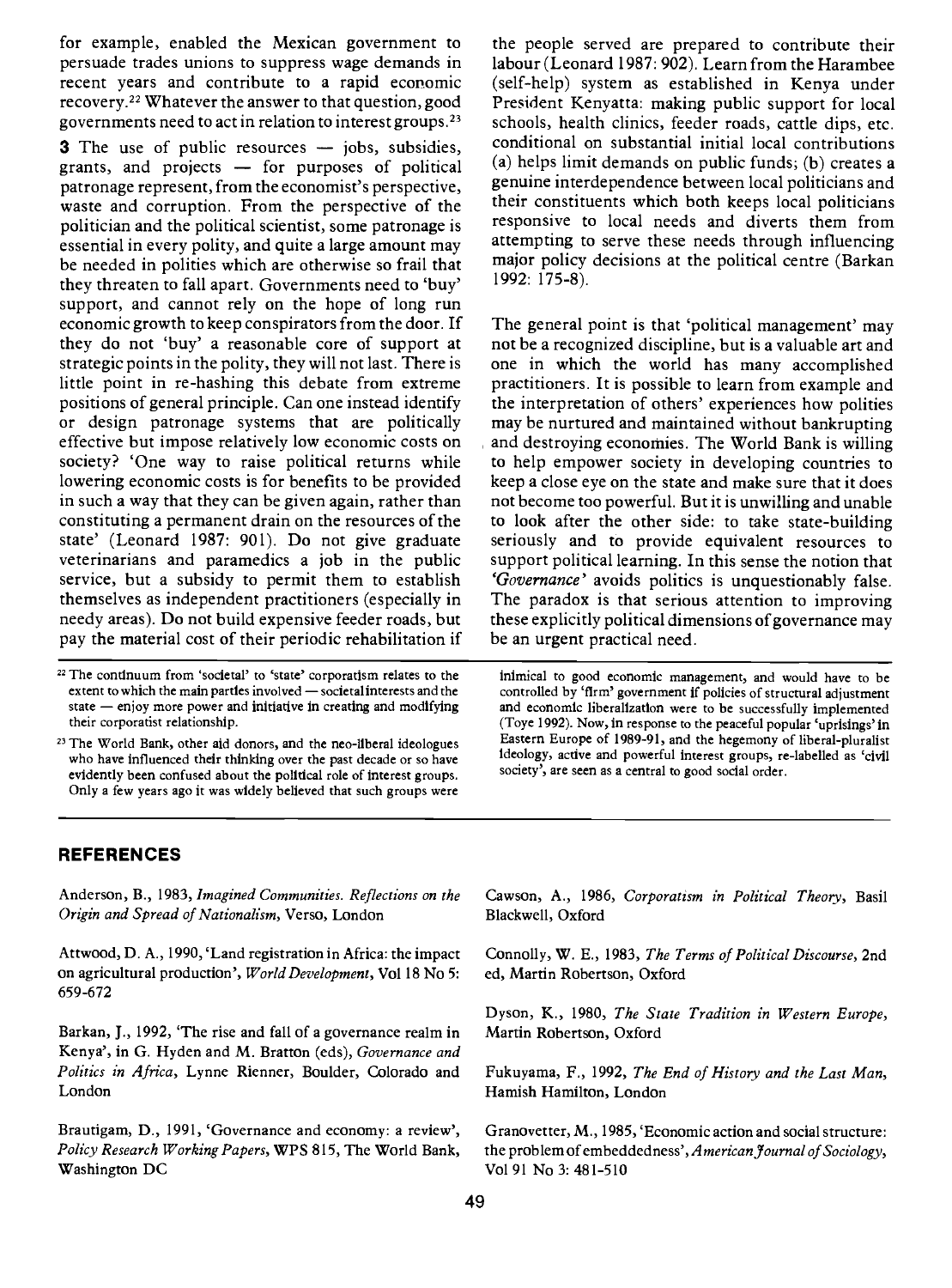for example, enabled the Mexican government to persuade trades unions to suppress wage demands in recent years and contribute to a rapid economic recovery.[22] Whatever the answer to that question, good governments need to act in relation to interest groups.[23]

**3** The use of public resources — jobs, subsidies, grants, and projects — for purposes of political patronage represent, from the economist's perspective, waste and corruption. From the perspective of the politician and the political scientist, some patronage is essential in every polity, and quite a large amount may be needed in polities which are otherwise so frail that they threaten to fall apart. Governments need to 'buy' support, and cannot rely on the hope of long run economic growth to keep conspirators from the door. If they do not 'buy' a reasonable core of support at strategic points in the polity, they will not last. There is little point in re-hashing this debate from extreme positions of general principle. Can one instead identify or design patronage systems that are politically effective but impose relatively low economic costs on society? 'One way to raise political returns while lowering economic costs is for benefits to be provided in such a way that they can be given again, rather than constituting a permanent drain on the resources of the state' (Leonard 1987: 901). Do not give graduate veterinarians and paramedics a job in the public service, but a subsidy to permit them to establish themselves as independent practitioners (especially in needy areas). Do not build expensive feeder roads, but pay the material cost of their periodic rehabilitation if the people served are prepared to contribute their labour (Leonard 1987: 902). Learn from the Harambee (self-help) system as established in Kenya under President Kenyatta: making public support for local schools, health clinics, feeder roads, cattle dips, etc. conditional on substantial initial local contributions (a) helps limit demands on public funds; (b) creates a genuine interdependence between local politicians and their constituents which both keeps local politicians responsive to local needs and diverts them from attempting to serve these needs through influencing major policy decisions at the political centre (Barkan 1992: 175-8).

The general point is that 'political management' may not be a recognized discipline, but is a valuable art and one in which the world has many accomplished practitioners. It is possible to learn from example and the interpretation of others' experiences how polities may be nurtured and maintained without bankrupting and destroying economies. The World Bank is willing to help empower society in developing countries to keep a close eye on the state and make sure that it does not become too powerful. But it is unwilling and unable to look after the other side: to take state-building seriously and to provide equivalent resources to support political learning. In this sense the notion that *'Governance'* avoids politics is unquestionably false. The paradox is that serious attention to improving these explicitly political dimensions of governance may be an urgent practical need.

[22] The continuum from 'societal' to 'state' corporatism relates to the extent to which the main parties involved — societal interests and the state — enjoy more power and initiative in creating and modifying their corporatist relationship.

[23] The World Bank, other aid donors, and the neo-liberal ideologues who have influenced their thinking over the past decade or so have evidently been confused about the political role of interest groups. Only a few years ago it was widely believed that such groups were inimical to good economic management, and would have to be controlled by 'firm' government if policies of structural adjustment and economic liberalization were to be successfully implemented (Toye 1992). Now, in response to the peaceful popular 'uprisings' in Eastern Europe of 1989-91, and the hegemony of liberal-pluralist ideology, active and powerful interest groups, re-labelled as 'civil society', are seen as a central to good social order.

## REFERENCES

Anderson, B., 1983, *Imagined Communities. Reflections on the Origin and Spread of Nationalism*, Verso, London

Attwood, D. A., 1990, 'Land registration in Africa: the impact on agricultural production', *World Development*, Vol 18 No 5: 659-672

Barkan, J., 1992, 'The rise and fall of a governance realm in Kenya', in G. Hyden and M. Bratton (eds), *Governance and Politics in Africa*, Lynne Rienner, Boulder, Colorado and London

Brautigam, D., 1991, 'Governance and economy: a review', *Policy Research Working Papers*, WPS 815, The World Bank, Washington DC

Cawson, A., 1986, *Corporatism in Political Theory*, Basil Blackwell, Oxford

Connolly, W. E., 1983, *The Terms of Political Discourse*, 2nd ed, Martin Robertson, Oxford

Dyson, K., 1980, *The State Tradition in Western Europe*, Martin Robertson, Oxford

Fukuyama, F., 1992, *The End of History and the Last Man*, Hamish Hamilton, London

Granovetter, M., 1985, 'Economic action and social structure: the problem of embeddedness', *American Journal of Sociology*, Vol 91 No 3: 481-510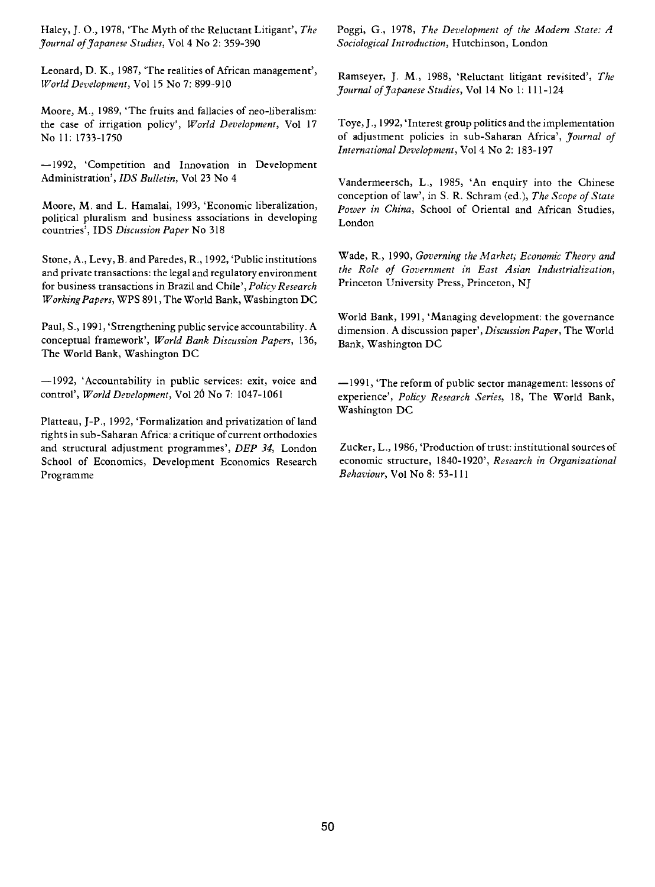Haley, J. O., 1978, 'The Myth of the Reluctant Litigant', *The Journal of Japanese Studies*, Vol 4 No 2: 359-390

Leonard, D. K., 1987, 'The realities of African management', *World Development*, Vol 15 No 7: 899-910

Moore, M., 1989, 'The fruits and fallacies of neo-liberalism: the case of irrigation policy', *World Development*, Vol 17 No 11: 1733-1750

—1992, 'Competition and Innovation in Development Administration', *IDS Bulletin*, Vol 23 No 4

Moore, M. and L. Hamalai, 1993, 'Economic liberalization, political pluralism and business associations in developing countries', IDS *Discussion Paper* No 318

Stone, A., Levy, B. and Paredes, R., 1992, 'Public institutions and private transactions: the legal and regulatory environment for business transactions in Brazil and Chile', *Policy Research Working Papers*, WPS 891, The World Bank, Washington DC

Paul, S., 1991, 'Strengthening public service accountability. A conceptual framework', *World Bank Discussion Papers*, 136, The World Bank, Washington DC

—1992, 'Accountability in public services: exit, voice and control', *World Development*, Vol 20 No 7: 1047-1061

Platteau, J-P., 1992, 'Formalization and privatization of land rights in sub-Saharan Africa: a critique of current orthodoxies and structural adjustment programmes', *DEP 34*, London School of Economics, Development Economics Research Programme

Poggi, G., 1978, *The Development of the Modern State: A Sociological Introduction*, Hutchinson, London

Ramseyer, J. M., 1988, 'Reluctant litigant revisited', *The Journal of Japanese Studies*, Vol 14 No 1: 111-124

Toye, J., 1992, 'Interest group politics and the implementation of adjustment policies in sub-Saharan Africa', *Journal of International Development*, Vol 4 No 2: 183-197

Vandermeersch, L., 1985, 'An enquiry into the Chinese conception of law', in S. R. Schram (ed.), *The Scope of State Power in China*, School of Oriental and African Studies, London

Wade, R., 1990, *Governing the Market; Economic Theory and the Role of Government in East Asian Industrialization*, Princeton University Press, Princeton, NJ

World Bank, 1991, 'Managing development: the governance dimension. A discussion paper', *Discussion Paper*, The World Bank, Washington DC

—1991, 'The reform of public sector management: lessons of experience', *Policy Research Series*, 18, The World Bank, Washington DC

Zucker, L., 1986, 'Production of trust: institutional sources of economic structure, 1840-1920', *Research in Organizational Behaviour*, Vol No 8: 53-111